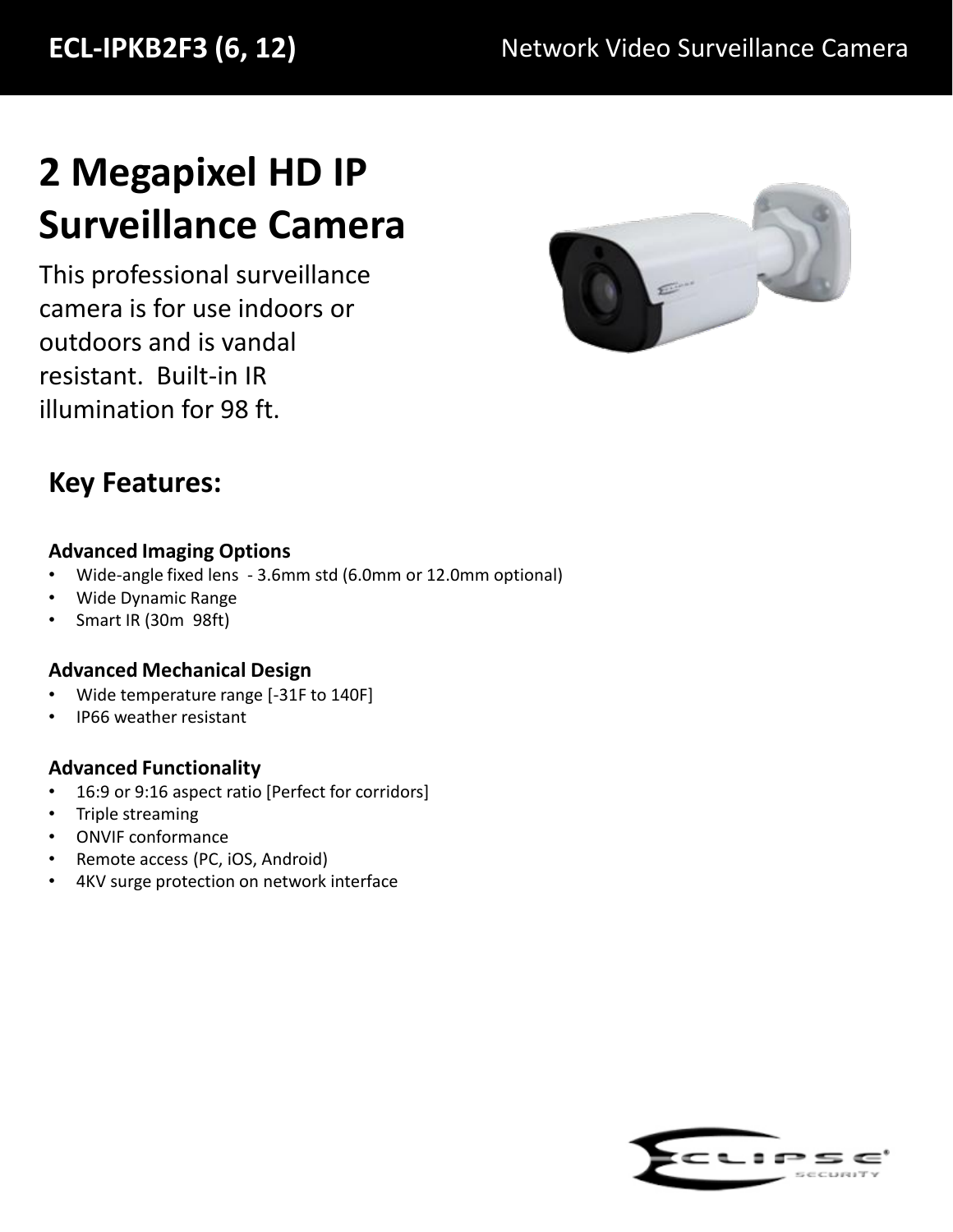**ECL-IPKB2F3 (6, 12)** Network Video Surveillance Camera

# 2 Megapixel HD IP Surveillance Camera

This professional surveillance camera is for use indoors or outdoors and is vandal resistant. Built-in IR illumination for 98 ft.

## Key Features:

**Advanced Imaging Options**

- Wide-angle fixed lens - 3.6mm std (6.0mm or 12.0mm optional)
- Wide Dynamic Range
- Smart IR (30m 98ft)

**Advanced Mechanical Design**

- Wide temperature range [-31F to 140F]
- IP66 weather resistant

**Advanced Functionality**

- 16:9 or 9:16 aspect ratio [Perfect for corridors]
- Triple streaming
- ONVIF conformance
- Remote access (PC, iOS, Android)
- 4KV surge protection on network interface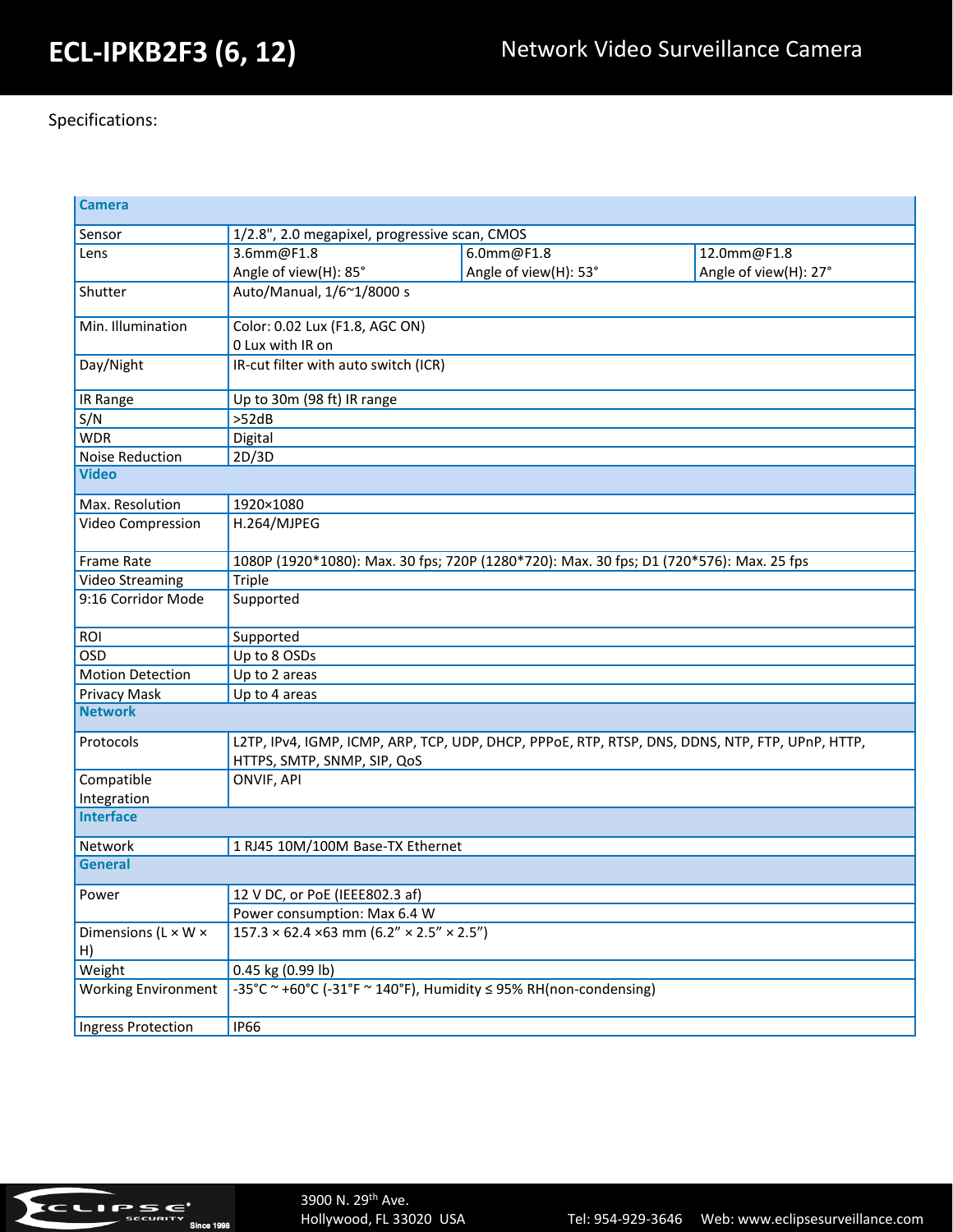# ECL-IPKB2F3 (6, 12) Network Video Surveillance Camera

Specifications:

| | | | |
|---|---|---|---|
| **Camera** | | | |
| Sensor | 1/2.8", 2.0 megapixel, progressive scan, CMOS | | |
| Lens | 3.6mm@F1.8<br>Angle of view(H): 85° | 6.0mm@F1.8<br>Angle of view(H): 53° | 12.0mm@F1.8<br>Angle of view(H): 27° |
| Shutter | Auto/Manual, 1/6~1/8000 s | | |
| Min. Illumination | Color: 0.02 Lux (F1.8, AGC ON)<br>0 Lux with IR on | | |
| Day/Night | IR-cut filter with auto switch (ICR) | | |
| IR Range | Up to 30m (98 ft) IR range | | |
| S/N | >52dB | | |
| WDR | Digital | | |
| Noise Reduction | 2D/3D | | |
| **Video** | | | |
| Max. Resolution | 1920×1080 | | |
| Video Compression | H.264/MJPEG | | |
| Frame Rate | 1080P (1920*1080): Max. 30 fps; 720P (1280*720): Max. 30 fps; D1 (720*576): Max. 25 fps | | |
| Video Streaming | Triple | | |
| 9:16 Corridor Mode | Supported | | |
| ROI | Supported | | |
| OSD | Up to 8 OSDs | | |
| Motion Detection | Up to 2 areas | | |
| Privacy Mask | Up to 4 areas | | |
| **Network** | | | |
| Protocols | L2TP, IPv4, IGMP, ICMP, ARP, TCP, UDP, DHCP, PPPoE, RTP, RTSP, DNS, DDNS, NTP, FTP, UPnP, HTTP, HTTPS, SMTP, SNMP, SIP, QoS | | |
| Compatible Integration | ONVIF, API | | |
| **Interface** | | | |
| Network | 1 RJ45 10M/100M Base-TX Ethernet | | |
| **General** | | | |
| Power | 12 V DC, or PoE (IEEE802.3 af)<br>Power consumption: Max 6.4 W | | |
| Dimensions (L × W × H) | 157.3 × 62.4 ×63 mm (6.2” × 2.5” × 2.5”) | | |
| Weight | 0.45 kg (0.99 lb) | | |
| Working Environment | -35°C ~ +60°C (-31°F ~ 140°F), Humidity ≤ 95% RH(non-condensing) | | |
| Ingress Protection | IP66 | | |

3900 N. 29th Ave.
Hollywood, FL 33020 USA
Tel: 954-929-3646 Web: www.eclipsesurveillance.com